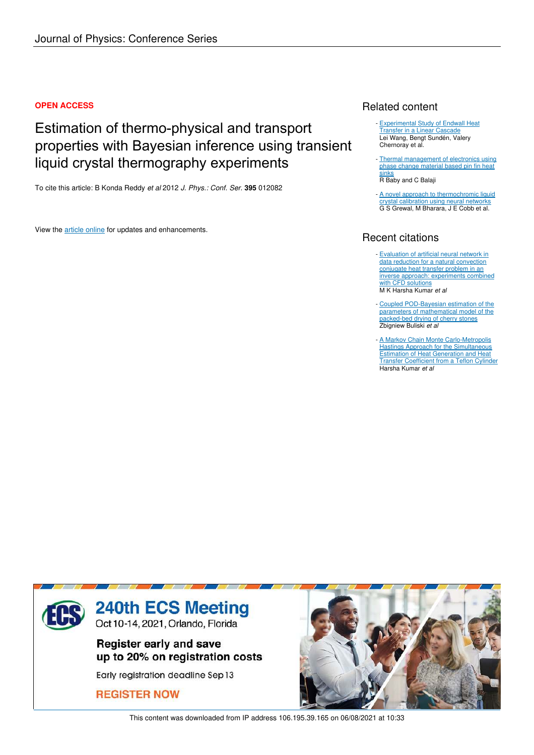Journal of Physics: Conference Series

**OPEN ACCESS**

# Estimation of thermo-physical and transport properties with Bayesian inference using transient liquid crystal thermography experiments

To cite this article: B Konda Reddy *et al* 2012 *J. Phys.: Conf. Ser.* **395** 012082

View the article online for updates and enhancements.

## Related content

- Experimental Study of Endwall Heat Transfer in a Linear Cascade
  Lei Wang, Bengt Sundén, Valery Chernoray et al.

- Thermal management of electronics using phase change material based pin fin heat sinks
  R Baby and C Balaji

- A novel approach to thermochromic liquid crystal calibration using neural networks
  G S Grewal, M Bharara, J E Cobb et al.

## Recent citations

- Evaluation of artificial neural network in data reduction for a natural convection conjugate heat transfer problem in an inverse approach: experiments combined with CFD solutions
  M K Harsha Kumar *et al*

- Coupled POD-Bayesian estimation of the parameters of mathematical model of the packed-bed drying of cherry stones
  Zbigniew Buliski *et al*

- A Markov Chain Monte Carlo-Metropolis Hastings Approach for the Simultaneous Estimation of Heat Generation and Heat Transfer Coefficient from a Teflon Cylinder
  Harsha Kumar *et al*

240th ECS Meeting
Oct 10-14, 2021, Orlando, Florida

Register early and save up to 20% on registration costs

Early registration deadline Sep 13

REGISTER NOW

This content was downloaded from IP address 106.195.39.165 on 06/08/2021 at 10:33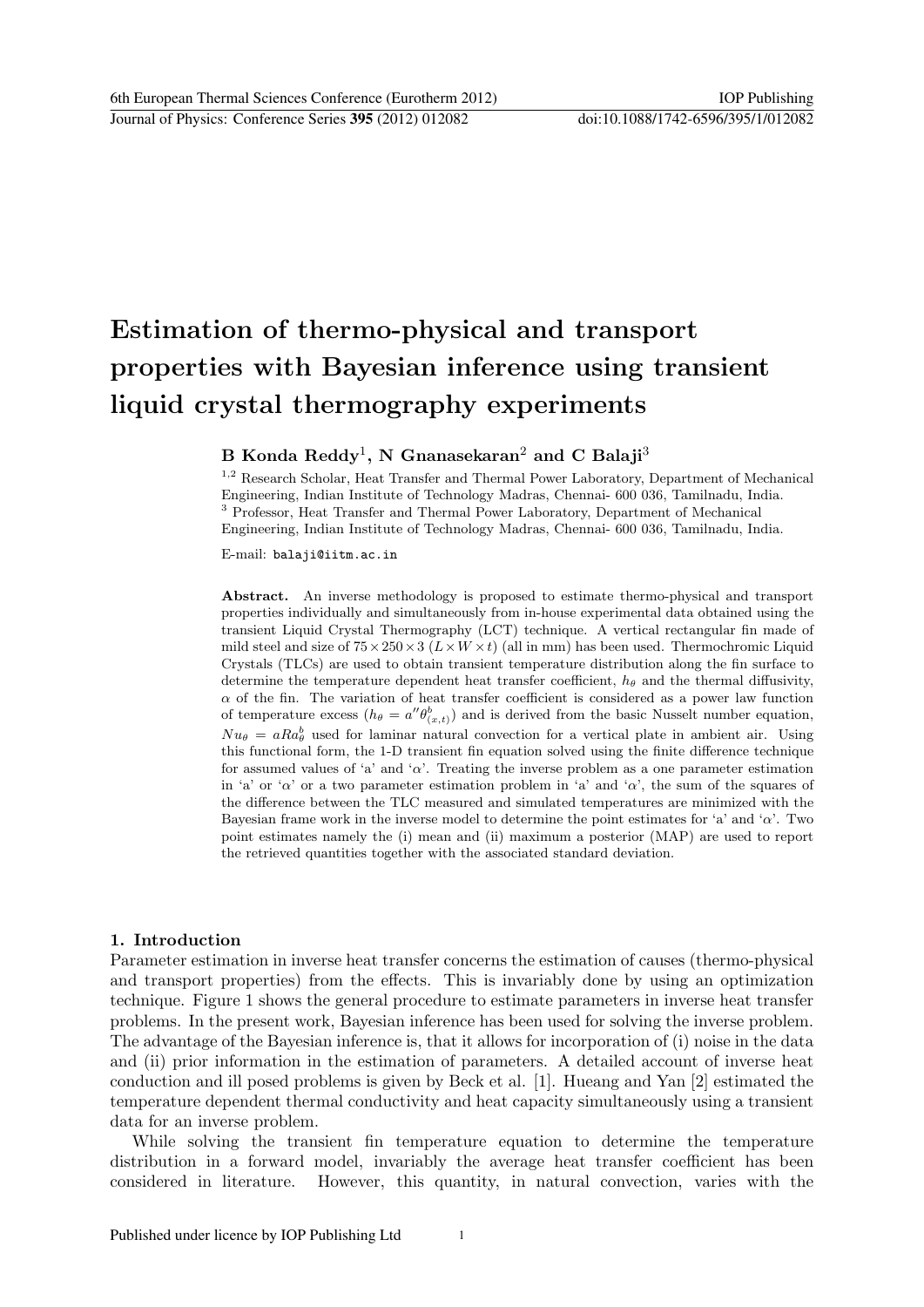# Estimation of thermo-physical and transport properties with Bayesian inference using transient liquid crystal thermography experiments

**B Konda Reddy**[1], **N Gnanasekaran**[2] **and C Balaji**[3]

[1,2] Research Scholar, Heat Transfer and Thermal Power Laboratory, Department of Mechanical Engineering, Indian Institute of Technology Madras, Chennai- 600 036, Tamilnadu, India.
[3] Professor, Heat Transfer and Thermal Power Laboratory, Department of Mechanical Engineering, Indian Institute of Technology Madras, Chennai- 600 036, Tamilnadu, India.

E-mail: balaji@iitm.ac.in

**Abstract.** An inverse methodology is proposed to estimate thermo-physical and transport properties individually and simultaneously from in-house experimental data obtained using the transient Liquid Crystal Thermography (LCT) technique. A vertical rectangular fin made of mild steel and size of $75 \times 250 \times 3$ ($L \times W \times t$) (all in mm) has been used. Thermochromic Liquid Crystals (TLCs) are used to obtain transient temperature distribution along the fin surface to determine the temperature dependent heat transfer coefficient, $h_\theta$ and the thermal diffusivity, $\alpha$ of the fin. The variation of heat transfer coefficient is considered as a power law function of temperature excess ($h_\theta = a''\theta^b_{(x,t)}$) and is derived from the basic Nusselt number equation, $Nu_\theta = aRa^b_\theta$ used for laminar natural convection for a vertical plate in ambient air. Using this functional form, the 1-D transient fin equation solved using the finite difference technique for assumed values of 'a' and '$\alpha$'. Treating the inverse problem as a one parameter estimation in 'a' or '$\alpha$' or a two parameter estimation problem in 'a' and '$\alpha$', the sum of the squares of the difference between the TLC measured and simulated temperatures are minimized with the Bayesian frame work in the inverse model to determine the point estimates for 'a' and '$\alpha$'. Two point estimates namely the (i) mean and (ii) maximum a posterior (MAP) are used to report the retrieved quantities together with the associated standard deviation.

## 1. Introduction

Parameter estimation in inverse heat transfer concerns the estimation of causes (thermo-physical and transport properties) from the effects. This is invariably done by using an optimization technique. Figure 1 shows the general procedure to estimate parameters in inverse heat transfer problems. In the present work, Bayesian inference has been used for solving the inverse problem. The advantage of the Bayesian inference is, that it allows for incorporation of (i) noise in the data and (ii) prior information in the estimation of parameters. A detailed account of inverse heat conduction and ill posed problems is given by Beck et al. [1]. Hueang and Yan [2] estimated the temperature dependent thermal conductivity and heat capacity simultaneously using a transient data for an inverse problem.

While solving the transient fin temperature equation to determine the temperature distribution in a forward model, invariably the average heat transfer coefficient has been considered in literature. However, this quantity, in natural convection, varies with the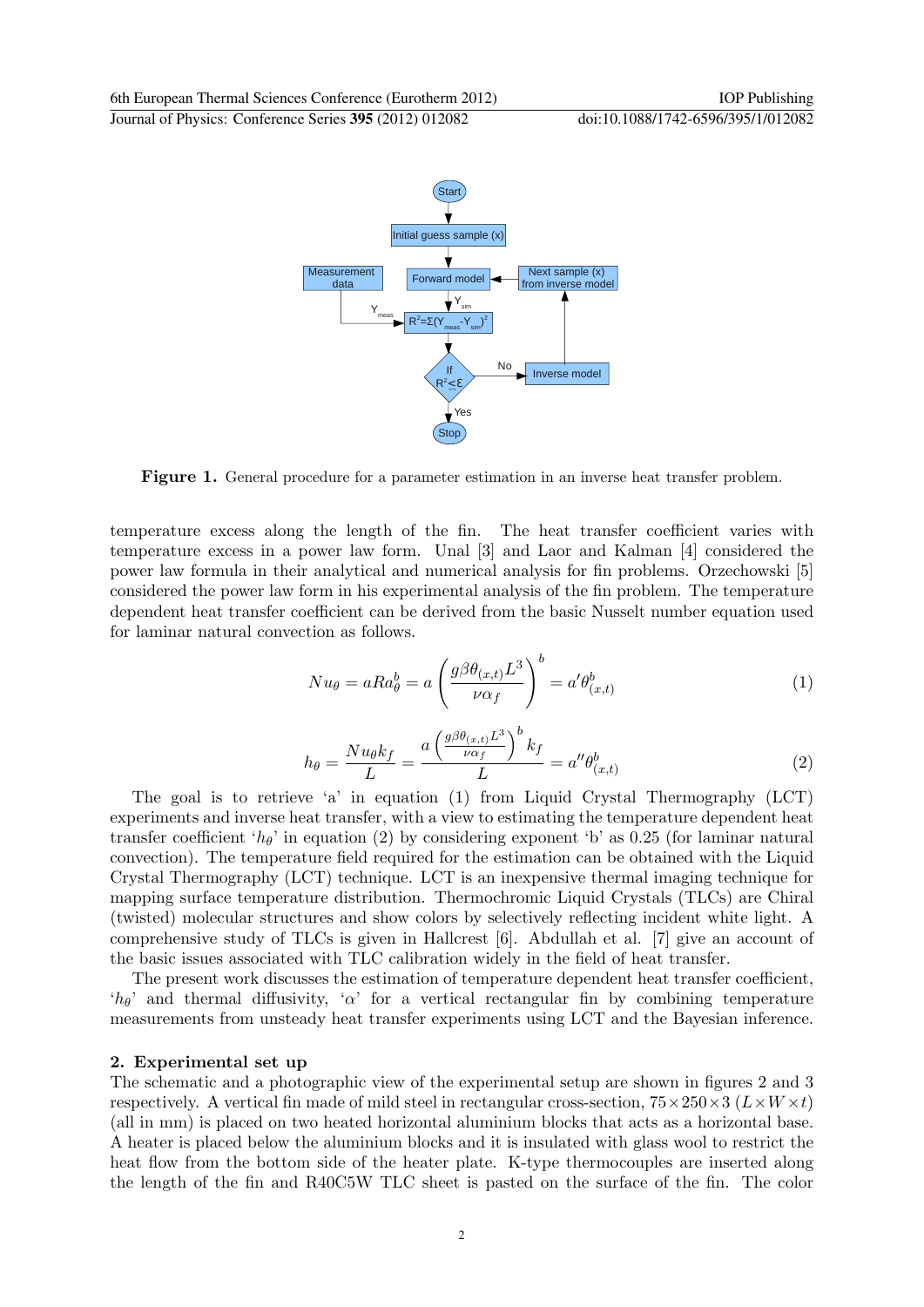**Figure 1.** General procedure for a parameter estimation in an inverse heat transfer problem.

temperature excess along the length of the fin. The heat transfer coefficient varies with temperature excess in a power law form. Unal [3] and Laor and Kalman [4] considered the power law formula in their analytical and numerical analysis for fin problems. Orzechowski [5] considered the power law form in his experimental analysis of the fin problem. The temperature dependent heat transfer coefficient can be derived from the basic Nusselt number equation used for laminar natural convection as follows.

$$Nu_\theta = aRa_\theta^b = a\left(\frac{g\beta\theta_{(x,t)}L^3}{\nu\alpha_f}\right)^b = a'\theta_{(x,t)}^b \tag{1}$$

$$h_\theta = \frac{Nu_\theta k_f}{L} = \frac{a\left(\frac{g\beta\theta_{(x,t)}L^3}{\nu\alpha_f}\right)^b k_f}{L} = a''\theta_{(x,t)}^b \tag{2}$$

The goal is to retrieve 'a' in equation (1) from Liquid Crystal Thermography (LCT) experiments and inverse heat transfer, with a view to estimating the temperature dependent heat transfer coefficient '$h_\theta$' in equation (2) by considering exponent 'b' as 0.25 (for laminar natural convection). The temperature field required for the estimation can be obtained with the Liquid Crystal Thermography (LCT) technique. LCT is an inexpensive thermal imaging technique for mapping surface temperature distribution. Thermochromic Liquid Crystals (TLCs) are Chiral (twisted) molecular structures and show colors by selectively reflecting incident white light. A comprehensive study of TLCs is given in Hallcrest [6]. Abdullah et al. [7] give an account of the basic issues associated with TLC calibration widely in the field of heat transfer.

The present work discusses the estimation of temperature dependent heat transfer coefficient, '$h_\theta$' and thermal diffusivity, '$\alpha$' for a vertical rectangular fin by combining temperature measurements from unsteady heat transfer experiments using LCT and the Bayesian inference.

## 2. Experimental set up

The schematic and a photographic view of the experimental setup are shown in figures 2 and 3 respectively. A vertical fin made of mild steel in rectangular cross-section, $75\times250\times3$ $(L\times W\times t)$ (all in mm) is placed on two heated horizontal aluminium blocks that acts as a horizontal base. A heater is placed below the aluminium blocks and it is insulated with glass wool to restrict the heat flow from the bottom side of the heater plate. K-type thermocouples are inserted along the length of the fin and R40C5W TLC sheet is pasted on the surface of the fin. The color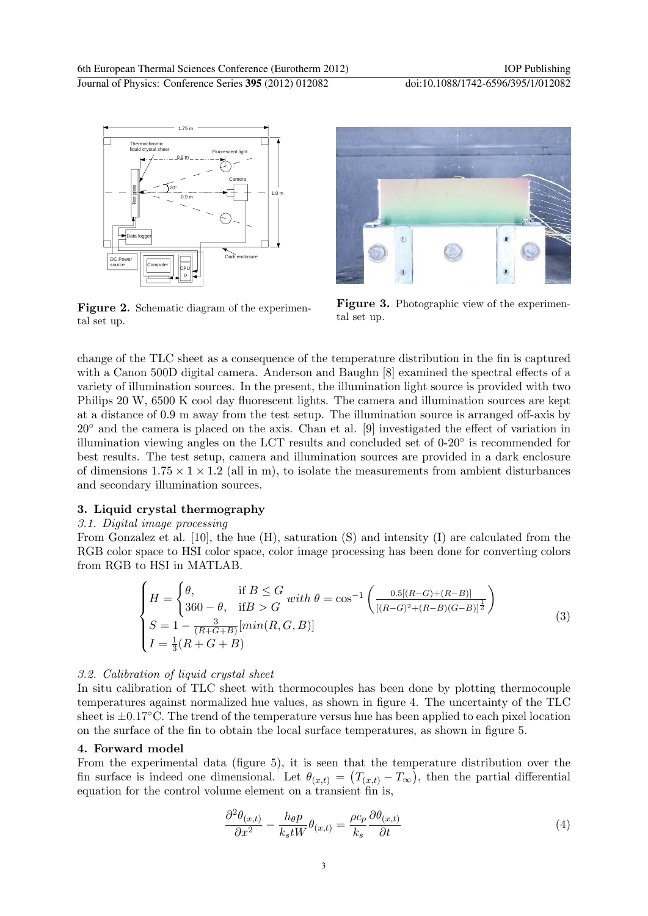Figure 2. Schematic diagram of the experimental set up.

Figure 3. Photographic view of the experimental set up.

change of the TLC sheet as a consequence of the temperature distribution in the fin is captured with a Canon 500D digital camera. Anderson and Baughn [8] examined the spectral effects of a variety of illumination sources. In the present, the illumination light source is provided with two Philips 20 W, 6500 K cool day fluorescent lights. The camera and illumination sources are kept at a distance of 0.9 m away from the test setup. The illumination source is arranged off-axis by $20^{\circ}$ and the camera is placed on the axis. Chan et al. [9] investigated the effect of variation in illumination viewing angles on the LCT results and concluded set of 0-$20^{\circ}$ is recommended for best results. The test setup, camera and illumination sources are provided in a dark enclosure of dimensions $1.75 \times 1 \times 1.2$ (all in m), to isolate the measurements from ambient disturbances and secondary illumination sources.

## 3. Liquid crystal thermography

### 3.1. Digital image processing

From Gonzalez et al. [10], the hue (H), saturation (S) and intensity (I) are calculated from the RGB color space to HSI color space, color image processing has been done for converting colors from RGB to HSI in MATLAB.

$$
\begin{cases}
H = \begin{cases} \theta, & \text{if } B \leq G \\ 360 - \theta, & \text{if} B > G \end{cases} \; with \; \theta = \cos^{-1}\left(\frac{0.5[(R-G)+(R-B)]}{[(R-G)^2+(R-B)(G-B)]^{\frac{1}{2}}}\right) \\
S = 1 - \frac{3}{(R+G+B)}[min(R,G,B)] \\
I = \frac{1}{3}(R+G+B)
\end{cases}
\tag{3}
$$

### 3.2. Calibration of liquid crystal sheet

In situ calibration of TLC sheet with thermocouples has been done by plotting thermocouple temperatures against normalized hue values, as shown in figure 4. The uncertainty of the TLC sheet is $\pm 0.17^{\circ}$C. The trend of the temperature versus hue has been applied to each pixel location on the surface of the fin to obtain the local surface temperatures, as shown in figure 5.

## 4. Forward model

From the experimental data (figure 5), it is seen that the temperature distribution over the fin surface is indeed one dimensional. Let $\theta_{(x,t)} = \left(T_{(x,t)} - T_{\infty}\right)$, then the partial differential equation for the control volume element on a transient fin is,

$$
\frac{\partial^2 \theta_{(x,t)}}{\partial x^2} - \frac{h_{\theta} p}{k_s t W}\theta_{(x,t)} = \frac{\rho c_p}{k_s}\frac{\partial \theta_{(x,t)}}{\partial t}
\tag{4}
$$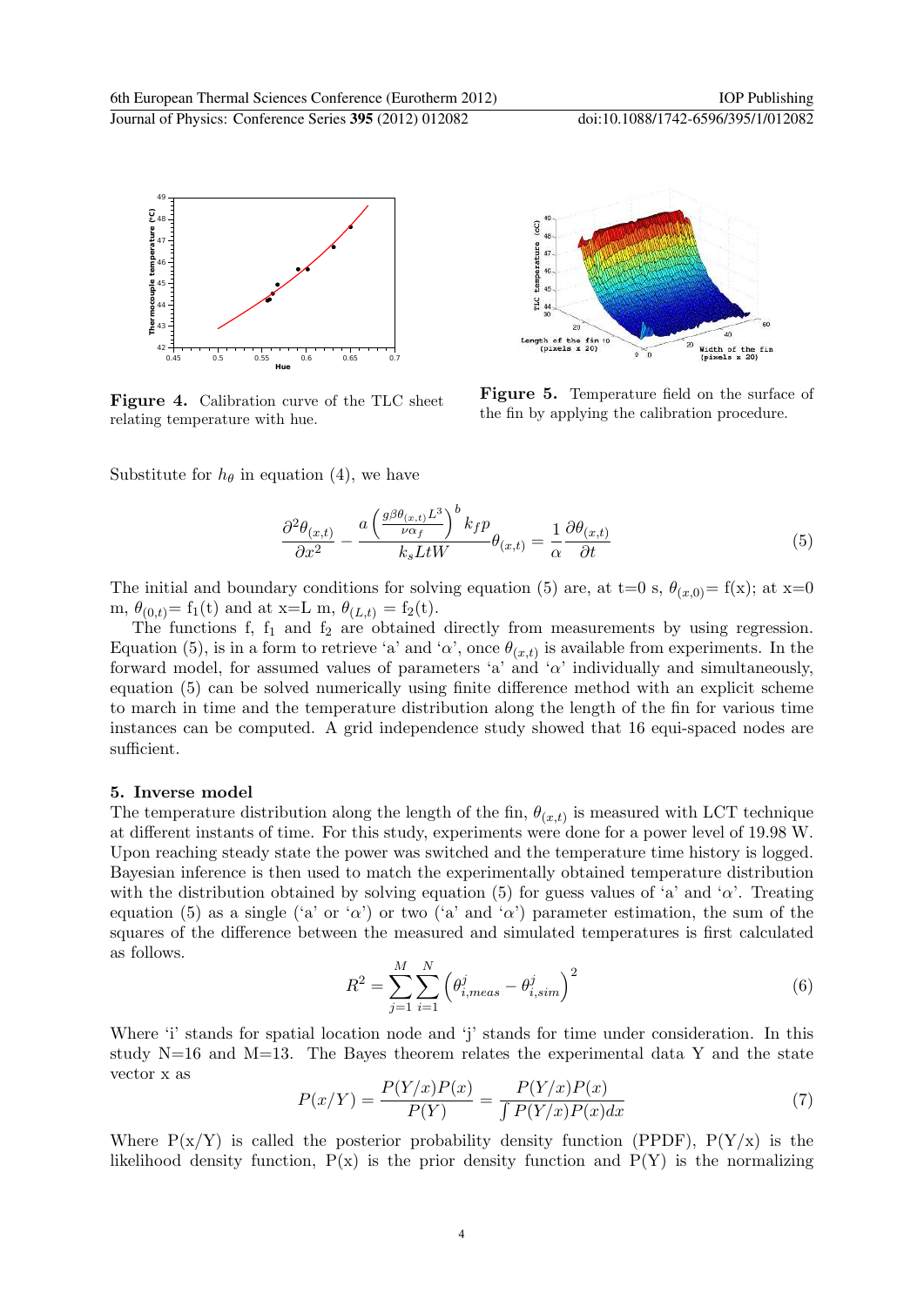**Figure 4.** Calibration curve of the TLC sheet relating temperature with hue.

**Figure 5.** Temperature field on the surface of the fin by applying the calibration procedure.

Substitute for $h_\theta$ in equation (4), we have

$$\frac{\partial^2 \theta_{(x,t)}}{\partial x^2} - \frac{a\left(\frac{g\beta\theta_{(x,t)}L^3}{\nu\alpha_f}\right)^b k_f p}{k_s LtW}\theta_{(x,t)} = \frac{1}{\alpha}\frac{\partial \theta_{(x,t)}}{\partial t} \tag{5}$$

The initial and boundary conditions for solving equation (5) are, at t=0 s, $\theta_{(x,0)}$= f(x); at x=0 m, $\theta_{(0,t)}$= $f_1$(t) and at x=L m, $\theta_{(L,t)}$ = $f_2$(t).

The functions f, $f_1$ and $f_2$ are obtained directly from measurements by using regression. Equation (5), is in a form to retrieve 'a' and '$\alpha$', once $\theta_{(x,t)}$ is available from experiments. In the forward model, for assumed values of parameters 'a' and '$\alpha$' individually and simultaneously, equation (5) can be solved numerically using finite difference method with an explicit scheme to march in time and the temperature distribution along the length of the fin for various time instances can be computed. A grid independence study showed that 16 equi-spaced nodes are sufficient.

## 5. Inverse model

The temperature distribution along the length of the fin, $\theta_{(x,t)}$ is measured with LCT technique at different instants of time. For this study, experiments were done for a power level of 19.98 W. Upon reaching steady state the power was switched and the temperature time history is logged. Bayesian inference is then used to match the experimentally obtained temperature distribution with the distribution obtained by solving equation (5) for guess values of 'a' and '$\alpha$'. Treating equation (5) as a single ('a' or '$\alpha$') or two ('a' and '$\alpha$') parameter estimation, the sum of the squares of the difference between the measured and simulated temperatures is first calculated as follows.

$$R^2 = \sum_{j=1}^{M}\sum_{i=1}^{N}\left(\theta_{i,meas}^{j} - \theta_{i,sim}^{j}\right)^2 \tag{6}$$

Where 'i' stands for spatial location node and 'j' stands for time under consideration. In this study N=16 and M=13. The Bayes theorem relates the experimental data Y and the state vector x as

$$P(x/Y) = \frac{P(Y/x)P(x)}{P(Y)} = \frac{P(Y/x)P(x)}{\int P(Y/x)P(x)dx} \tag{7}$$

Where P(x/Y) is called the posterior probability density function (PPDF), P(Y/x) is the likelihood density function, P(x) is the prior density function and P(Y) is the normalizing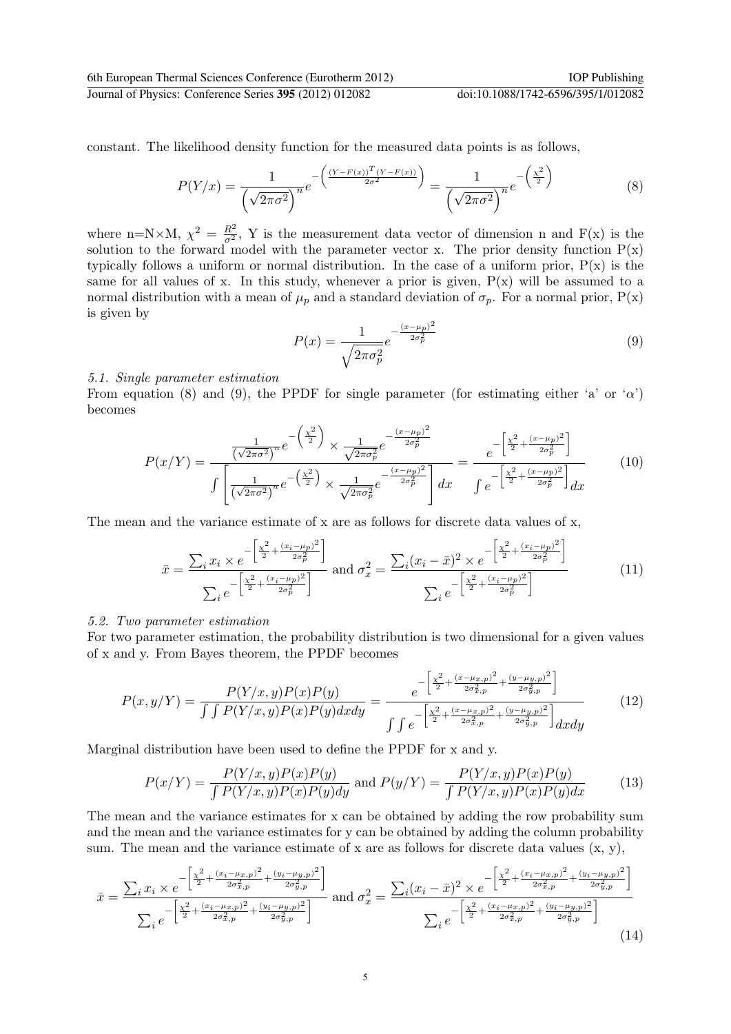constant. The likelihood density function for the measured data points is as follows,

$$P(Y/x) = \frac{1}{\left(\sqrt{2\pi\sigma^2}\right)^n} e^{-\left(\frac{(Y-F(x))^T(Y-F(x))}{2\sigma^2}\right)} = \frac{1}{\left(\sqrt{2\pi\sigma^2}\right)^n} e^{-\left(\frac{\chi^2}{2}\right)} \tag{8}$$

where n=N×M, $\chi^2 = \frac{R^2}{\sigma^2}$, Y is the measurement data vector of dimension n and F(x) is the solution to the forward model with the parameter vector x. The prior density function P(x) typically follows a uniform or normal distribution. In the case of a uniform prior, P(x) is the same for all values of x. In this study, whenever a prior is given, P(x) will be assumed to a normal distribution with a mean of $\mu_p$ and a standard deviation of $\sigma_p$. For a normal prior, P(x) is given by

$$P(x) = \frac{1}{\sqrt{2\pi\sigma_p^2}} e^{-\frac{(x-\mu_p)^2}{2\sigma_p^2}} \tag{9}$$

### 5.1. Single parameter estimation

From equation (8) and (9), the PPDF for single parameter (for estimating either 'a' or '$\alpha$') becomes

$$P(x/Y) = \frac{\frac{1}{\left(\sqrt{2\pi\sigma^2}\right)^n} e^{-\left(\frac{\chi^2}{2}\right)} \times \frac{1}{\sqrt{2\pi\sigma_p^2}} e^{-\frac{(x-\mu_p)^2}{2\sigma_p^2}}}{\int \left[\frac{1}{\left(\sqrt{2\pi\sigma^2}\right)^n} e^{-\left(\frac{\chi^2}{2}\right)} \times \frac{1}{\sqrt{2\pi\sigma_p^2}} e^{-\frac{(x-\mu_p)^2}{2\sigma_p^2}}\right] dx} = \frac{e^{-\left[\frac{\chi^2}{2} + \frac{(x-\mu_p)^2}{2\sigma_p^2}\right]}}{\int e^{-\left[\frac{\chi^2}{2} + \frac{(x-\mu_p)^2}{2\sigma_p^2}\right]} dx} \tag{10}$$

The mean and the variance estimate of x are as follows for discrete data values of x,

$$\bar{x} = \frac{\sum_i x_i \times e^{-\left[\frac{\chi^2}{2} + \frac{(x_i-\mu_p)^2}{2\sigma_p^2}\right]}}{\sum_i e^{-\left[\frac{\chi^2}{2} + \frac{(x_i-\mu_p)^2}{2\sigma_p^2}\right]}} \text{ and } \sigma_x^2 = \frac{\sum_i (x_i - \bar{x})^2 \times e^{-\left[\frac{\chi^2}{2} + \frac{(x_i-\mu_p)^2}{2\sigma_p^2}\right]}}{\sum_i e^{-\left[\frac{\chi^2}{2} + \frac{(x_i-\mu_p)^2}{2\sigma_p^2}\right]}} \tag{11}$$

### 5.2. Two parameter estimation

For two parameter estimation, the probability distribution is two dimensional for a given values of x and y. From Bayes theorem, the PPDF becomes

$$P(x,y/Y) = \frac{P(Y/x,y)P(x)P(y)}{\int\int P(Y/x,y)P(x)P(y)dxdy} = \frac{e^{-\left[\frac{\chi^2}{2} + \frac{(x-\mu_{x,p})^2}{2\sigma_{x,p}^2} + \frac{(y-\mu_{y,p})^2}{2\sigma_{y,p}^2}\right]}}{\int\int e^{-\left[\frac{\chi^2}{2} + \frac{(x-\mu_{x,p})^2}{2\sigma_{x,p}^2} + \frac{(y-\mu_{y,p})^2}{2\sigma_{y,p}^2}\right]} dxdy} \tag{12}$$

Marginal distribution have been used to define the PPDF for x and y.

$$P(x/Y) = \frac{P(Y/x,y)P(x)P(y)}{\int P(Y/x,y)P(x)P(y)dy} \text{ and } P(y/Y) = \frac{P(Y/x,y)P(x)P(y)}{\int P(Y/x,y)P(x)P(y)dx} \tag{13}$$

The mean and the variance estimates for x can be obtained by adding the row probability sum and the mean and the variance estimates for y can be obtained by adding the column probability sum. The mean and the variance estimate of x are as follows for discrete data values (x, y),

$$\bar{x} = \frac{\sum_i x_i \times e^{-\left[\frac{\chi^2}{2} + \frac{(x_i-\mu_{x,p})^2}{2\sigma_{x,p}^2} + \frac{(y_i-\mu_{y,p})^2}{2\sigma_{y,p}^2}\right]}}{\sum_i e^{-\left[\frac{\chi^2}{2} + \frac{(x_i-\mu_{x,p})^2}{2\sigma_{x,p}^2} + \frac{(y_i-\mu_{y,p})^2}{2\sigma_{y,p}^2}\right]}} \text{ and } \sigma_x^2 = \frac{\sum_i (x_i - \bar{x})^2 \times e^{-\left[\frac{\chi^2}{2} + \frac{(x_i-\mu_{x,p})^2}{2\sigma_{x,p}^2} + \frac{(y_i-\mu_{y,p})^2}{2\sigma_{y,p}^2}\right]}}{\sum_i e^{-\left[\frac{\chi^2}{2} + \frac{(x_i-\mu_{x,p})^2}{2\sigma_{x,p}^2} + \frac{(y_i-\mu_{y,p})^2}{2\sigma_{y,p}^2}\right]}} \tag{14}$$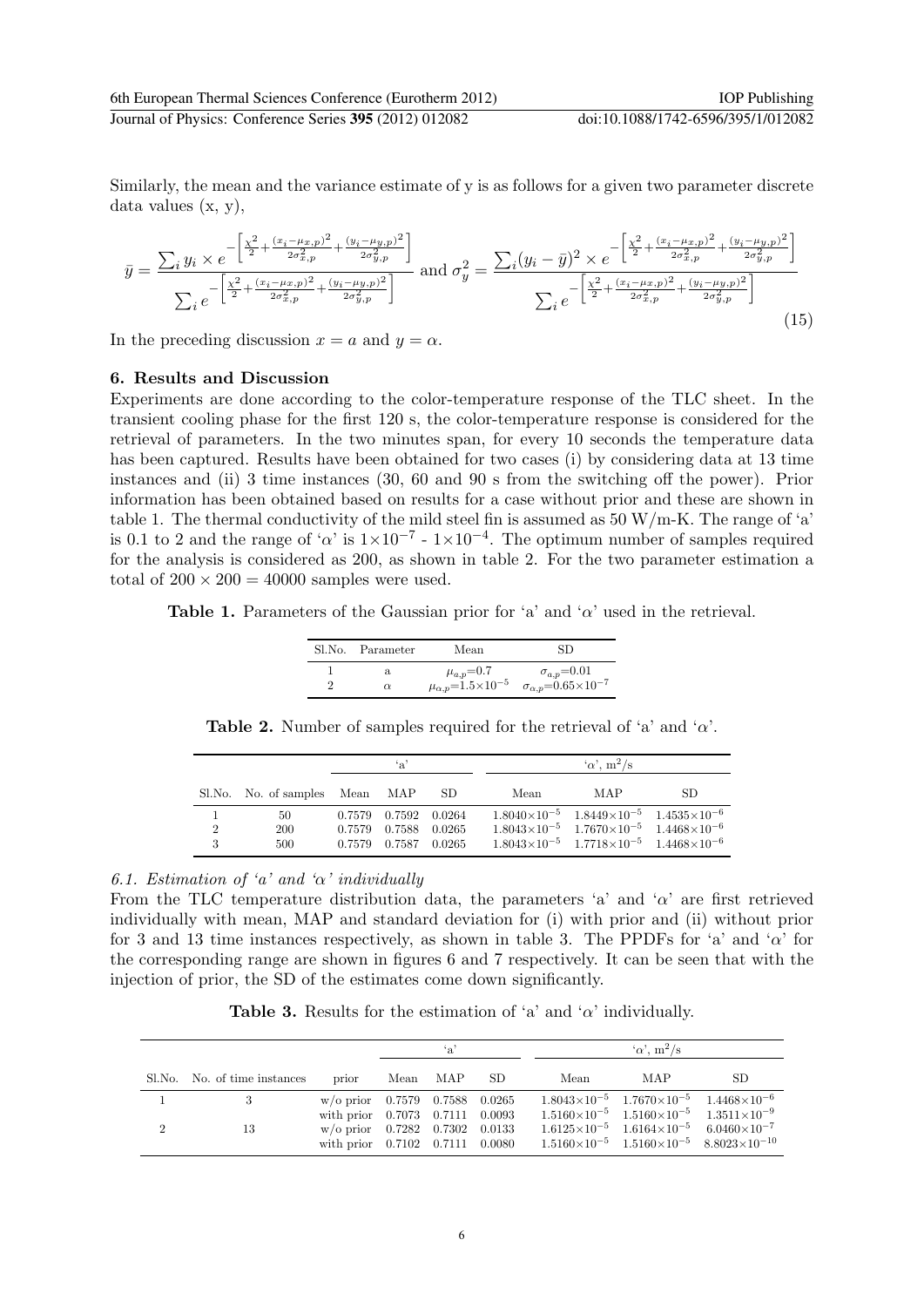Similarly, the mean and the variance estimate of y is as follows for a given two parameter discrete data values (x, y),

$$\bar{y} = \frac{\sum_i y_i \times e^{-\left[\frac{\chi^2}{2} + \frac{(x_i - \mu_{x,p})^2}{2\sigma_{x,p}^2} + \frac{(y_i - \mu_{y,p})^2}{2\sigma_{y,p}^2}\right]}}{\sum_i e^{-\left[\frac{\chi^2}{2} + \frac{(x_i - \mu_{x,p})^2}{2\sigma_{x,p}^2} + \frac{(y_i - \mu_{y,p})^2}{2\sigma_{y,p}^2}\right]}} \text{ and } \sigma_y^2 = \frac{\sum_i (y_i - \bar{y})^2 \times e^{-\left[\frac{\chi^2}{2} + \frac{(x_i - \mu_{x,p})^2}{2\sigma_{x,p}^2} + \frac{(y_i - \mu_{y,p})^2}{2\sigma_{y,p}^2}\right]}}{\sum_i e^{-\left[\frac{\chi^2}{2} + \frac{(x_i - \mu_{x,p})^2}{2\sigma_{x,p}^2} + \frac{(y_i - \mu_{y,p})^2}{2\sigma_{y,p}^2}\right]}} \tag{15}$$

In the preceding discussion $x = a$ and $y = \alpha$.

## 6. Results and Discussion

Experiments are done according to the color-temperature response of the TLC sheet. In the transient cooling phase for the first 120 s, the color-temperature response is considered for the retrieval of parameters. In the two minutes span, for every 10 seconds the temperature data has been captured. Results have been obtained for two cases (i) by considering data at 13 time instances and (ii) 3 time instances (30, 60 and 90 s from the switching off the power). Prior information has been obtained based on results for a case without prior and these are shown in table 1. The thermal conductivity of the mild steel fin is assumed as 50 W/m-K. The range of 'a' is 0.1 to 2 and the range of '$\alpha$' is $1\times10^{-7}$ - $1\times10^{-4}$. The optimum number of samples required for the analysis is considered as 200, as shown in table 2. For the two parameter estimation a total of $200 \times 200 = 40000$ samples were used.

**Table 1.** Parameters of the Gaussian prior for 'a' and '$\alpha$' used in the retrieval.

| Sl.No. | Parameter | Mean | SD |
|---|---|---|---|
| 1 | a | $\mu_{a,p}$=0.7 | $\sigma_{a,p}$=0.01 |
| 2 | $\alpha$ | $\mu_{\alpha,p}=1.5\times10^{-5}$ | $\sigma_{\alpha,p}=0.65\times10^{-7}$ |

**Table 2.** Number of samples required for the retrieval of 'a' and '$\alpha$'.

| | | 'a' | | | '$\alpha$', m$^2$/s | | |
|---|---|---|---|---|---|---|---|
| Sl.No. | No. of samples | Mean | MAP | SD | Mean | MAP | SD |
| 1 | 50 | 0.7579 | 0.7592 | 0.0264 | $1.8040\times10^{-5}$ | $1.8449\times10^{-5}$ | $1.4535\times10^{-6}$ |
| 2 | 200 | 0.7579 | 0.7588 | 0.0265 | $1.8043\times10^{-5}$ | $1.7670\times10^{-5}$ | $1.4468\times10^{-6}$ |
| 3 | 500 | 0.7579 | 0.7587 | 0.0265 | $1.8043\times10^{-5}$ | $1.7718\times10^{-5}$ | $1.4468\times10^{-6}$ |

### 6.1. Estimation of 'a' and '$\alpha$' individually

From the TLC temperature distribution data, the parameters 'a' and '$\alpha$' are first retrieved individually with mean, MAP and standard deviation for (i) with prior and (ii) without prior for 3 and 13 time instances respectively, as shown in table 3. The PPDFs for 'a' and '$\alpha$' for the corresponding range are shown in figures 6 and 7 respectively. It can be seen that with the injection of prior, the SD of the estimates come down significantly.

**Table 3.** Results for the estimation of 'a' and '$\alpha$' individually.

| | | | 'a' | | | '$\alpha$', m$^2$/s | | |
|---|---|---|---|---|---|---|---|---|
| Sl.No. | No. of time instances | prior | Mean | MAP | SD | Mean | MAP | SD |
| 1 | 3 | w/o prior | 0.7579 | 0.7588 | 0.0265 | $1.8043\times10^{-5}$ | $1.7670\times10^{-5}$ | $1.4468\times10^{-6}$ |
| | | with prior | 0.7073 | 0.7111 | 0.0093 | $1.5160\times10^{-5}$ | $1.5160\times10^{-5}$ | $1.3511\times10^{-9}$ |
| 2 | 13 | w/o prior | 0.7282 | 0.7302 | 0.0133 | $1.6125\times10^{-5}$ | $1.6164\times10^{-5}$ | $6.0460\times10^{-7}$ |
| | | with prior | 0.7102 | 0.7111 | 0.0080 | $1.5160\times10^{-5}$ | $1.5160\times10^{-5}$ | $8.8023\times10^{-10}$ |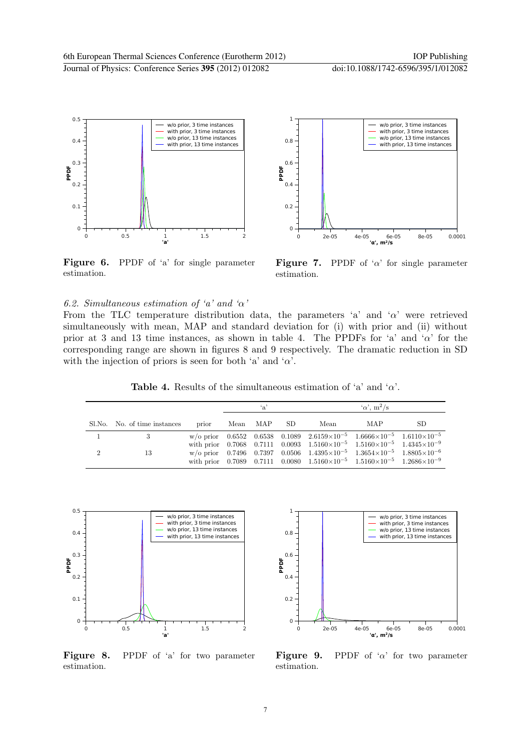Figure 6. PPDF of 'a' for single parameter estimation.

Figure 7. PPDF of '$\alpha$' for single parameter estimation.

### *6.2. Simultaneous estimation of 'a' and '$\alpha$'*

From the TLC temperature distribution data, the parameters 'a' and '$\alpha$' were retrieved simultaneously with mean, MAP and standard deviation for (i) with prior and (ii) without prior at 3 and 13 time instances, as shown in table 4. The PPDFs for 'a' and '$\alpha$' for the corresponding range are shown in figures 8 and 9 respectively. The dramatic reduction in SD with the injection of priors is seen for both 'a' and '$\alpha$'.

**Table 4.** Results of the simultaneous estimation of 'a' and '$\alpha$'.

| | | | 'a' | | | '$\alpha$', $m^2/s$ | | |
|---|---|---|---|---|---|---|---|---|
| Sl.No. | No. of time instances | prior | Mean | MAP | SD | Mean | MAP | SD |
| 1 | 3 | w/o prior | 0.6552 | 0.6538 | 0.1089 | $2.6159\times10^{-5}$ | $1.6666\times10^{-5}$ | $1.6110\times10^{-5}$ |
| | | with prior | 0.7068 | 0.7111 | 0.0093 | $1.5160\times10^{-5}$ | $1.5160\times10^{-5}$ | $1.4345\times10^{-9}$ |
| 2 | 13 | w/o prior | 0.7496 | 0.7397 | 0.0506 | $1.4395\times10^{-5}$ | $1.3654\times10^{-5}$ | $1.8805\times10^{-6}$ |
| | | with prior | 0.7089 | 0.7111 | 0.0080 | $1.5160\times10^{-5}$ | $1.5160\times10^{-5}$ | $1.2686\times10^{-9}$ |

Figure 8. PPDF of 'a' for two parameter estimation.

Figure 9. PPDF of '$\alpha$' for two parameter estimation.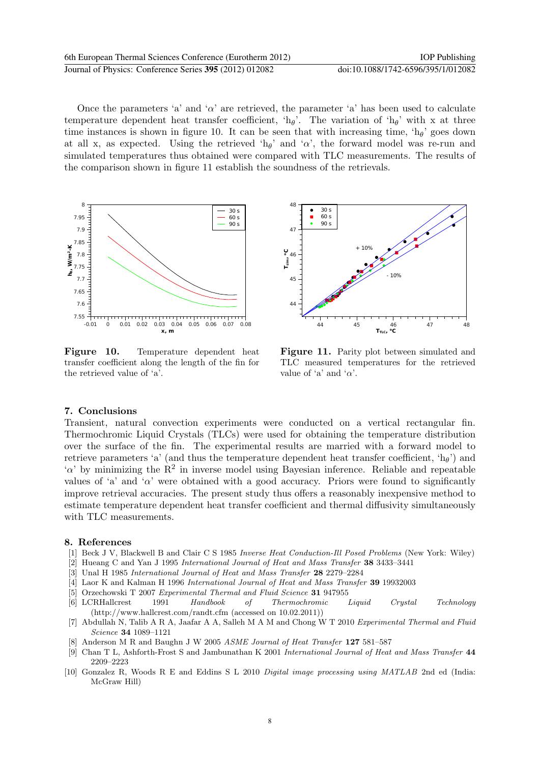Once the parameters 'a' and '$\alpha$' are retrieved, the parameter 'a' has been used to calculate temperature dependent heat transfer coefficient, '$h_\theta$'. The variation of '$h_\theta$' with x at three time instances is shown in figure 10. It can be seen that with increasing time, '$h_\theta$' goes down at all x, as expected. Using the retrieved '$h_\theta$' and '$\alpha$', the forward model was re-run and simulated temperatures thus obtained were compared with TLC measurements. The results of the comparison shown in figure 11 establish the soundness of the retrievals.

8
7.95
7.9
7.85
7.8
7.75
7.7
7.65
7.6
7.55
$h_\theta$, W/m²-K
-0.01 0 0.01 0.02 0.03 0.04 0.05 0.06 0.07 0.08
x, m
30 s
60 s
90 s

**Figure 10.** Temperature dependent heat transfer coefficient along the length of the fin for the retrieved value of 'a'.

48
47
46
45
44
$T_{sim}$, °C
44 45 46 47 48
$T_{TLC}$, °C
30 s
60 s
90 s
+ 10%
- 10%

**Figure 11.** Parity plot between simulated and TLC measured temperatures for the retrieved value of 'a' and '$\alpha$'.

## 7. Conclusions

Transient, natural convection experiments were conducted on a vertical rectangular fin. Thermochromic Liquid Crystals (TLCs) were used for obtaining the temperature distribution over the surface of the fin. The experimental results are married with a forward model to retrieve parameters 'a' (and thus the temperature dependent heat transfer coefficient, '$h_\theta$') and '$\alpha$' by minimizing the $R^2$ in inverse model using Bayesian inference. Reliable and repeatable values of 'a' and '$\alpha$' were obtained with a good accuracy. Priors were found to significantly improve retrieval accuracies. The present study thus offers a reasonably inexpensive method to estimate temperature dependent heat transfer coefficient and thermal diffusivity simultaneously with TLC measurements.

## 8. References

[1] Beck J V, Blackwell B and Clair C S 1985 *Inverse Heat Conduction-Ill Posed Problems* (New York: Wiley)
[2] Hueang C and Yan J 1995 *International Journal of Heat and Mass Transfer* **38** 3433–3441
[3] Unal H 1985 *International Journal of Heat and Mass Transfer* **28** 2279–2284
[4] Laor K and Kalman H 1996 *International Journal of Heat and Mass Transfer* **39** 19932003
[5] Orzechowski T 2007 *Experimental Thermal and Fluid Science* **31** 947955
[6] LCRHallcrest 1991 *Handbook of Thermochromic Liquid Crystal Technology* (http://www.hallcrest.com/randt.cfm (accessed on 10.02.2011))
[7] Abdullah N, Talib A R A, Jaafar A A, Salleh M A M and Chong W T 2010 *Experimental Thermal and Fluid Science* **34** 1089–1121
[8] Anderson M R and Baughn J W 2005 *ASME Journal of Heat Transfer* **127** 581–587
[9] Chan T L, Ashforth-Frost S and Jambunathan K 2001 *International Journal of Heat and Mass Transfer* **44** 2209–2223
[10] Gonzalez R, Woods R E and Eddins S L 2010 *Digital image processing using MATLAB* 2nd ed (India: McGraw Hill)